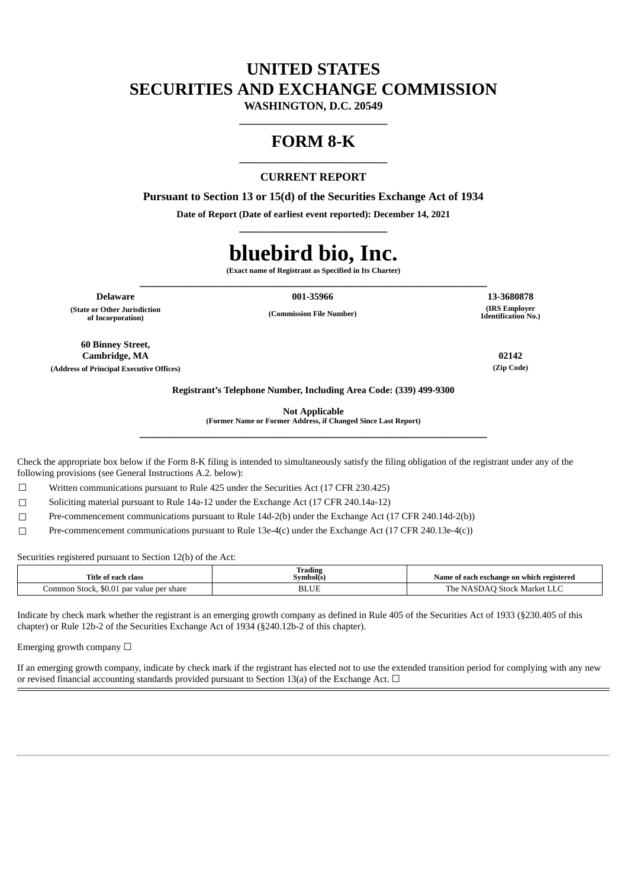# UNITED STATES
# SECURITIES AND EXCHANGE COMMISSION

**WASHINGTON, D.C. 20549**

---

# FORM 8-K

---

## CURRENT REPORT

**Pursuant to Section 13 or 15(d) of the Securities Exchange Act of 1934**

**Date of Report (Date of earliest event reported): December 14, 2021**

---

# bluebird bio, Inc.

**(Exact name of Registrant as Specified in Its Charter)**

---

| | | |
|---|---|---|
| **Delaware** | **001-35966** | **13-3680878** |
| **(State or Other Jurisdiction of Incorporation)** | **(Commission File Number)** | **(IRS Employer Identification No.)** |

| | |
|---|---|
| **60 Binney Street, Cambridge, MA** | **02142** |
| **(Address of Principal Executive Offices)** | **(Zip Code)** |

**Registrant's Telephone Number, Including Area Code: (339) 499-9300**

**Not Applicable**
**(Former Name or Former Address, if Changed Since Last Report)**

---

Check the appropriate box below if the Form 8-K filing is intended to simultaneously satisfy the filing obligation of the registrant under any of the following provisions (see General Instructions A.2. below):

☐ Written communications pursuant to Rule 425 under the Securities Act (17 CFR 230.425)

☐ Soliciting material pursuant to Rule 14a-12 under the Exchange Act (17 CFR 240.14a-12)

☐ Pre-commencement communications pursuant to Rule 14d-2(b) under the Exchange Act (17 CFR 240.14d-2(b))

☐ Pre-commencement communications pursuant to Rule 13e-4(c) under the Exchange Act (17 CFR 240.13e-4(c))

Securities registered pursuant to Section 12(b) of the Act:

| Title of each class | Trading Symbol(s) | Name of each exchange on which registered |
|---|---|---|
| Common Stock, $0.01 par value per share | BLUE | The NASDAQ Stock Market LLC |

Indicate by check mark whether the registrant is an emerging growth company as defined in Rule 405 of the Securities Act of 1933 (§230.405 of this chapter) or Rule 12b-2 of the Securities Exchange Act of 1934 (§240.12b-2 of this chapter).

Emerging growth company ☐

If an emerging growth company, indicate by check mark if the registrant has elected not to use the extended transition period for complying with any new or revised financial accounting standards provided pursuant to Section 13(a) of the Exchange Act. ☐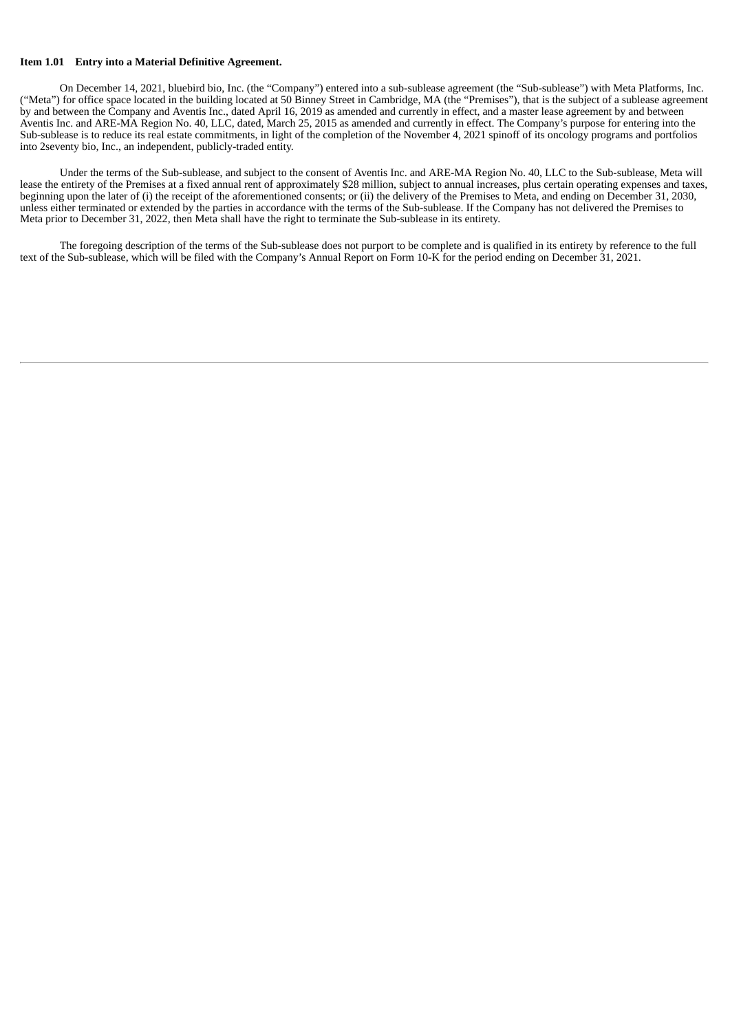**Item 1.01 Entry into a Material Definitive Agreement.**

On December 14, 2021, bluebird bio, Inc. (the "Company") entered into a sub-sublease agreement (the "Sub-sublease") with Meta Platforms, Inc. ("Meta") for office space located in the building located at 50 Binney Street in Cambridge, MA (the "Premises"), that is the subject of a sublease agreement by and between the Company and Aventis Inc., dated April 16, 2019 as amended and currently in effect, and a master lease agreement by and between Aventis Inc. and ARE-MA Region No. 40, LLC, dated, March 25, 2015 as amended and currently in effect. The Company's purpose for entering into the Sub-sublease is to reduce its real estate commitments, in light of the completion of the November 4, 2021 spinoff of its oncology programs and portfolios into 2seventy bio, Inc., an independent, publicly-traded entity.

Under the terms of the Sub-sublease, and subject to the consent of Aventis Inc. and ARE-MA Region No. 40, LLC to the Sub-sublease, Meta will lease the entirety of the Premises at a fixed annual rent of approximately $28 million, subject to annual increases, plus certain operating expenses and taxes, beginning upon the later of (i) the receipt of the aforementioned consents; or (ii) the delivery of the Premises to Meta, and ending on December 31, 2030, unless either terminated or extended by the parties in accordance with the terms of the Sub-sublease. If the Company has not delivered the Premises to Meta prior to December 31, 2022, then Meta shall have the right to terminate the Sub-sublease in its entirety.

The foregoing description of the terms of the Sub-sublease does not purport to be complete and is qualified in its entirety by reference to the full text of the Sub-sublease, which will be filed with the Company's Annual Report on Form 10-K for the period ending on December 31, 2021.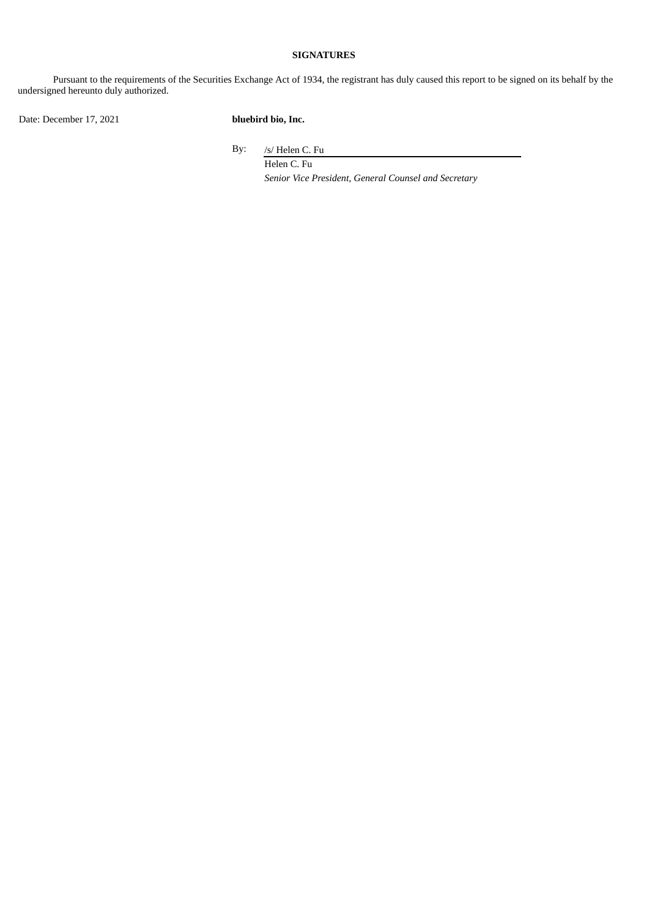**SIGNATURES**

Pursuant to the requirements of the Securities Exchange Act of 1934, the registrant has duly caused this report to be signed on its behalf by the undersigned hereunto duly authorized.

Date: December 17, 2021

**bluebird bio, Inc.**

By: /s/ Helen C. Fu

Helen C. Fu

*Senior Vice President, General Counsel and Secretary*